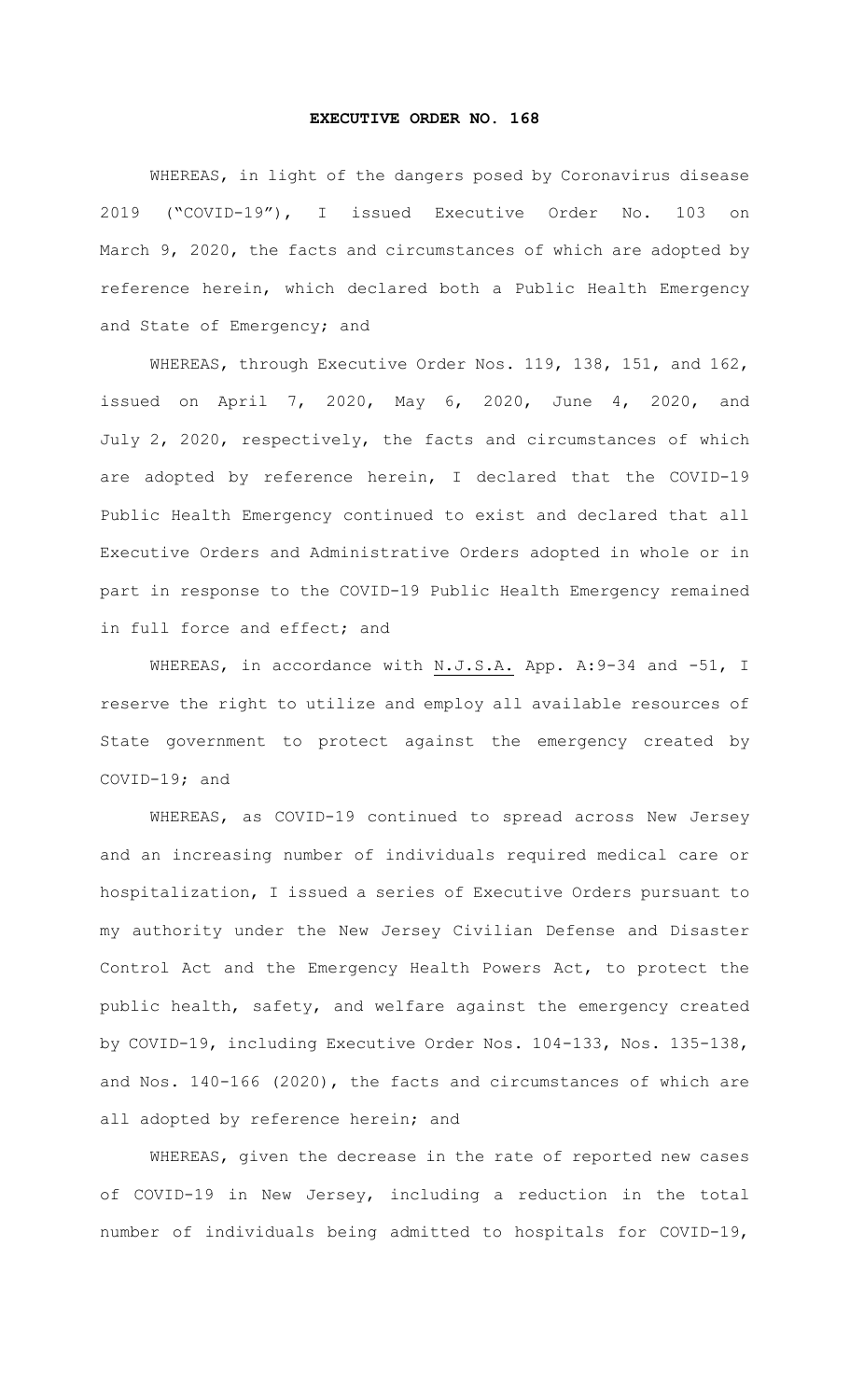# EXECUTIVE ORDER NO. 168

WHEREAS, in light of the dangers posed by Coronavirus disease 2019 ("COVID-19"), I issued Executive Order No. 103 on March 9, 2020, the facts and circumstances of which are adopted by reference herein, which declared both a Public Health Emergency and State of Emergency; and

WHEREAS, through Executive Order Nos. 119, 138, 151, and 162, issued on April 7, 2020, May 6, 2020, June 4, 2020, and July 2, 2020, respectively, the facts and circumstances of which are adopted by reference herein, I declared that the COVID-19 Public Health Emergency continued to exist and declared that all Executive Orders and Administrative Orders adopted in whole or in part in response to the COVID-19 Public Health Emergency remained in full force and effect; and

WHEREAS, in accordance with N.J.S.A. App. A:9-34 and -51, I reserve the right to utilize and employ all available resources of State government to protect against the emergency created by COVID-19; and

WHEREAS, as COVID-19 continued to spread across New Jersey and an increasing number of individuals required medical care or hospitalization, I issued a series of Executive Orders pursuant to my authority under the New Jersey Civilian Defense and Disaster Control Act and the Emergency Health Powers Act, to protect the public health, safety, and welfare against the emergency created by COVID-19, including Executive Order Nos. 104-133, Nos. 135-138, and Nos. 140-166 (2020), the facts and circumstances of which are all adopted by reference herein; and

WHEREAS, given the decrease in the rate of reported new cases of COVID-19 in New Jersey, including a reduction in the total number of individuals being admitted to hospitals for COVID-19,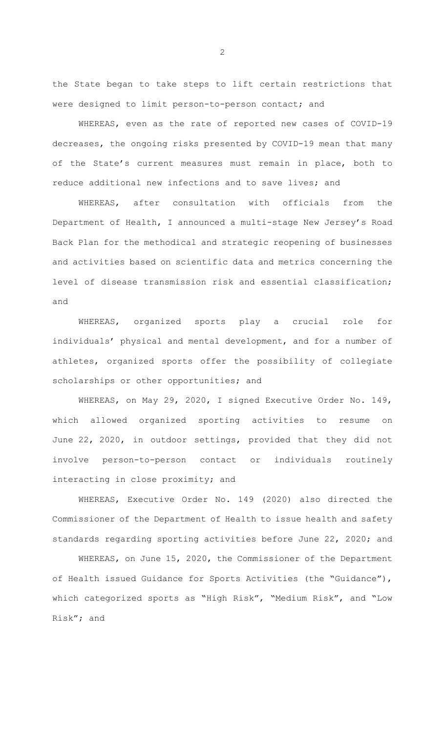the State began to take steps to lift certain restrictions that were designed to limit person-to-person contact; and

WHEREAS, even as the rate of reported new cases of COVID-19 decreases, the ongoing risks presented by COVID-19 mean that many of the State's current measures must remain in place, both to reduce additional new infections and to save lives; and

WHEREAS, after consultation with officials from the Department of Health, I announced a multi-stage New Jersey's Road Back Plan for the methodical and strategic reopening of businesses and activities based on scientific data and metrics concerning the level of disease transmission risk and essential classification; and

WHEREAS, organized sports play a crucial role for individuals' physical and mental development, and for a number of athletes, organized sports offer the possibility of collegiate scholarships or other opportunities; and

WHEREAS, on May 29, 2020, I signed Executive Order No. 149, which allowed organized sporting activities to resume on June 22, 2020, in outdoor settings, provided that they did not involve person-to-person contact or individuals routinely interacting in close proximity; and

WHEREAS, Executive Order No. 149 (2020) also directed the Commissioner of the Department of Health to issue health and safety standards regarding sporting activities before June 22, 2020; and

WHEREAS, on June 15, 2020, the Commissioner of the Department of Health issued Guidance for Sports Activities (the "Guidance"), which categorized sports as "High Risk", "Medium Risk", and "Low Risk"; and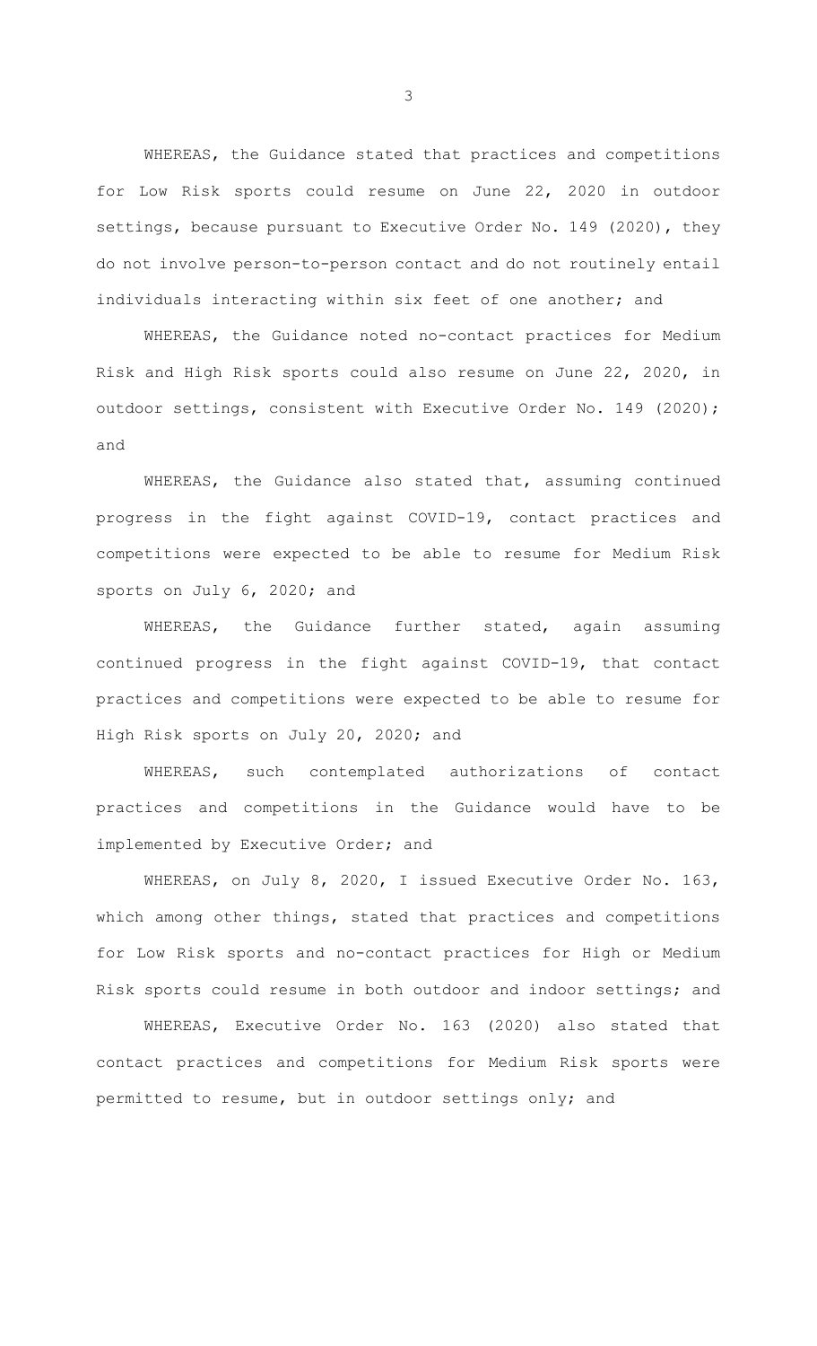WHEREAS, the Guidance stated that practices and competitions for Low Risk sports could resume on June 22, 2020 in outdoor settings, because pursuant to Executive Order No. 149 (2020), they do not involve person-to-person contact and do not routinely entail individuals interacting within six feet of one another; and

WHEREAS, the Guidance noted no-contact practices for Medium Risk and High Risk sports could also resume on June 22, 2020, in outdoor settings, consistent with Executive Order No. 149 (2020); and

WHEREAS, the Guidance also stated that, assuming continued progress in the fight against COVID-19, contact practices and competitions were expected to be able to resume for Medium Risk sports on July 6, 2020; and

WHEREAS, the Guidance further stated, again assuming continued progress in the fight against COVID-19, that contact practices and competitions were expected to be able to resume for High Risk sports on July 20, 2020; and

WHEREAS, such contemplated authorizations of contact practices and competitions in the Guidance would have to be implemented by Executive Order; and

WHEREAS, on July 8, 2020, I issued Executive Order No. 163, which among other things, stated that practices and competitions for Low Risk sports and no-contact practices for High or Medium Risk sports could resume in both outdoor and indoor settings; and

WHEREAS, Executive Order No. 163 (2020) also stated that contact practices and competitions for Medium Risk sports were permitted to resume, but in outdoor settings only; and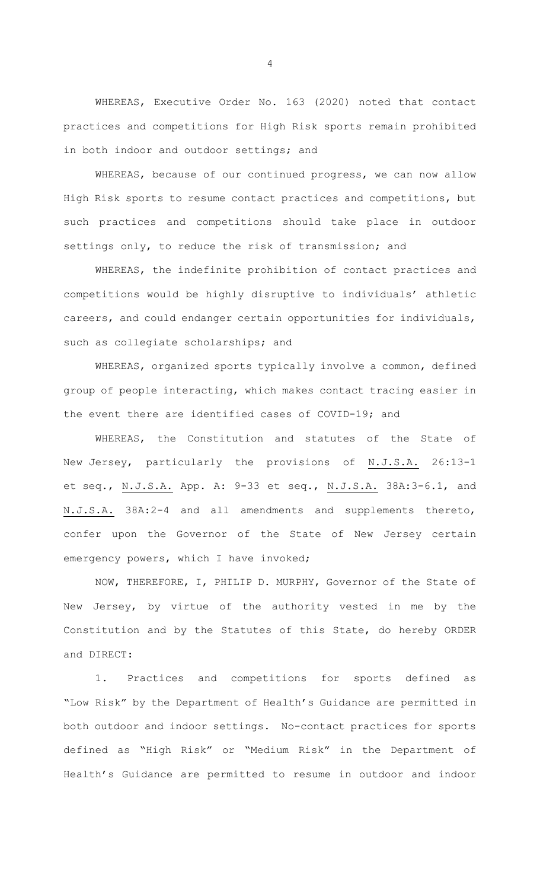WHEREAS, Executive Order No. 163 (2020) noted that contact practices and competitions for High Risk sports remain prohibited in both indoor and outdoor settings; and

WHEREAS, because of our continued progress, we can now allow High Risk sports to resume contact practices and competitions, but such practices and competitions should take place in outdoor settings only, to reduce the risk of transmission; and

WHEREAS, the indefinite prohibition of contact practices and competitions would be highly disruptive to individuals' athletic careers, and could endanger certain opportunities for individuals, such as collegiate scholarships; and

WHEREAS, organized sports typically involve a common, defined group of people interacting, which makes contact tracing easier in the event there are identified cases of COVID-19; and

WHEREAS, the Constitution and statutes of the State of New Jersey, particularly the provisions of N.J.S.A. 26:13-1 et seq., N.J.S.A. App. A: 9-33 et seq., N.J.S.A. 38A:3-6.1, and N.J.S.A. 38A:2-4 and all amendments and supplements thereto, confer upon the Governor of the State of New Jersey certain emergency powers, which I have invoked;

NOW, THEREFORE, I, PHILIP D. MURPHY, Governor of the State of New Jersey, by virtue of the authority vested in me by the Constitution and by the Statutes of this State, do hereby ORDER and DIRECT:

1. Practices and competitions for sports defined as "Low Risk" by the Department of Health's Guidance are permitted in both outdoor and indoor settings. No-contact practices for sports defined as "High Risk" or "Medium Risk" in the Department of Health's Guidance are permitted to resume in outdoor and indoor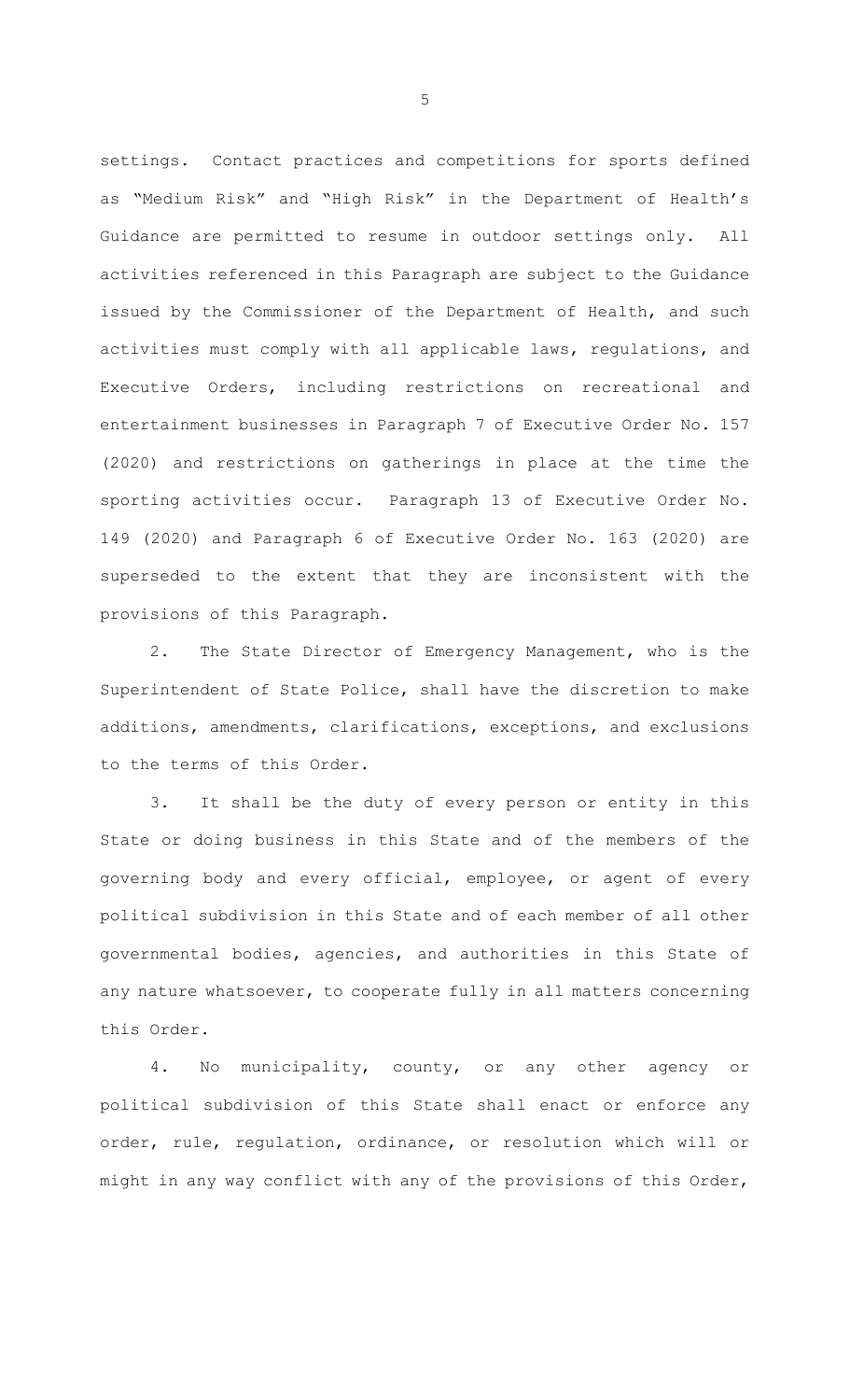settings. Contact practices and competitions for sports defined as "Medium Risk" and "High Risk" in the Department of Health's Guidance are permitted to resume in outdoor settings only. All activities referenced in this Paragraph are subject to the Guidance issued by the Commissioner of the Department of Health, and such activities must comply with all applicable laws, regulations, and Executive Orders, including restrictions on recreational and entertainment businesses in Paragraph 7 of Executive Order No. 157 (2020) and restrictions on gatherings in place at the time the sporting activities occur. Paragraph 13 of Executive Order No. 149 (2020) and Paragraph 6 of Executive Order No. 163 (2020) are superseded to the extent that they are inconsistent with the provisions of this Paragraph.

2. The State Director of Emergency Management, who is the Superintendent of State Police, shall have the discretion to make additions, amendments, clarifications, exceptions, and exclusions to the terms of this Order.

3. It shall be the duty of every person or entity in this State or doing business in this State and of the members of the governing body and every official, employee, or agent of every political subdivision in this State and of each member of all other governmental bodies, agencies, and authorities in this State of any nature whatsoever, to cooperate fully in all matters concerning this Order.

4. No municipality, county, or any other agency or political subdivision of this State shall enact or enforce any order, rule, regulation, ordinance, or resolution which will or might in any way conflict with any of the provisions of this Order,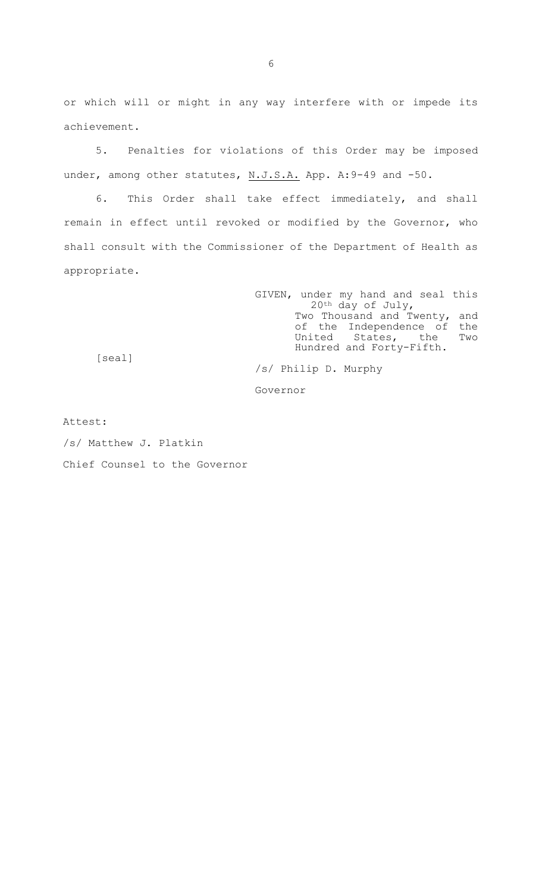or which will or might in any way interfere with or impede its achievement.

5. Penalties for violations of this Order may be imposed under, among other statutes, N.J.S.A. App. A:9-49 and -50.

6. This Order shall take effect immediately, and shall remain in effect until revoked or modified by the Governor, who shall consult with the Commissioner of the Department of Health as appropriate.

GIVEN, under my hand and seal this 20th day of July, Two Thousand and Twenty, and of the Independence of the United States, the Two Hundred and Forty-Fifth.

[seal]

/s/ Philip D. Murphy

Governor

Attest:

/s/ Matthew J. Platkin

Chief Counsel to the Governor